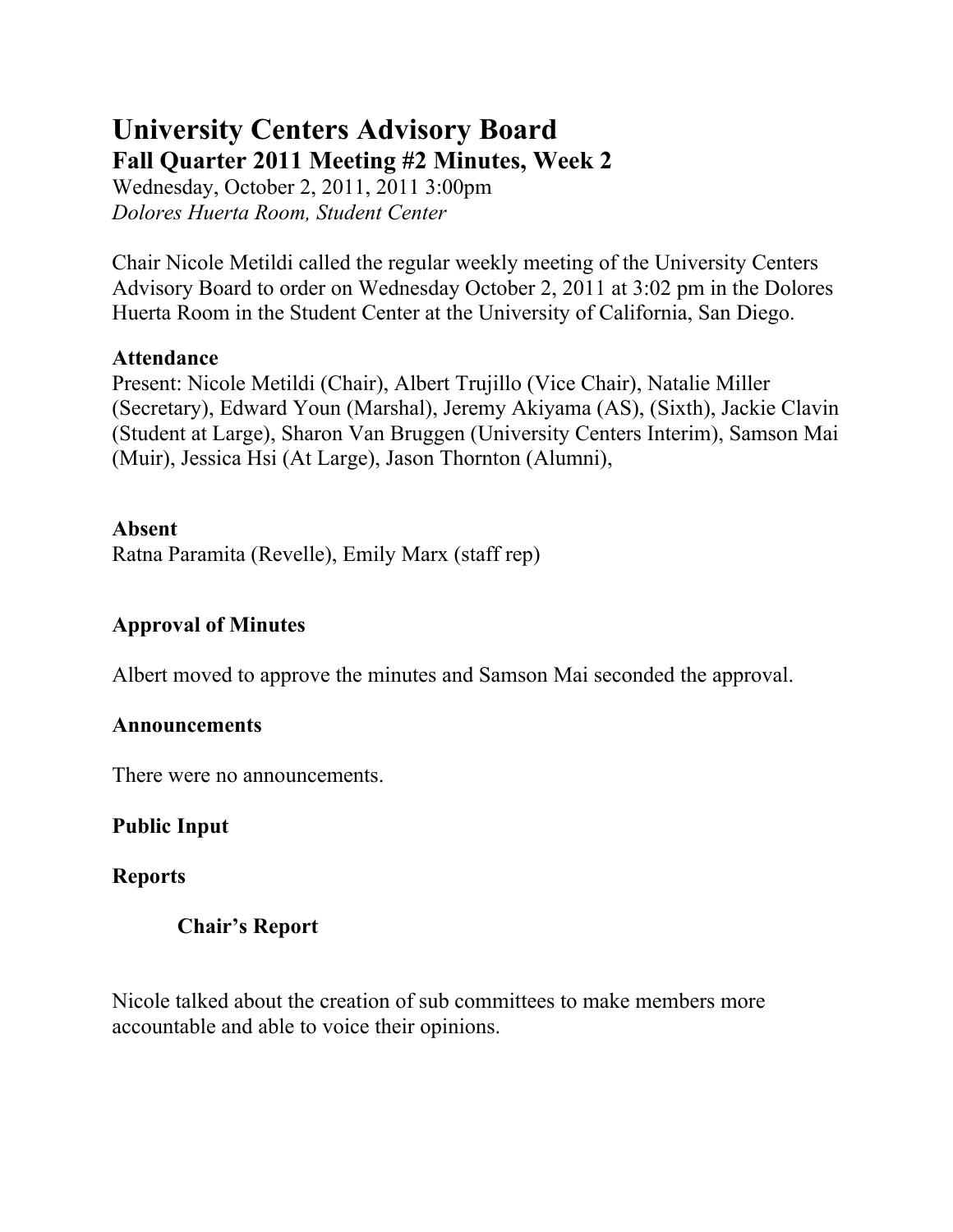# University Centers Advisory Board

## Fall Quarter 2011 Meeting #2 Minutes, Week 2

Wednesday, October 2, 2011, 2011 3:00pm
*Dolores Huerta Room, Student Center*

Chair Nicole Metildi called the regular weekly meeting of the University Centers Advisory Board to order on Wednesday October 2, 2011 at 3:02 pm in the Dolores Huerta Room in the Student Center at the University of California, San Diego.

**Attendance**
Present: Nicole Metildi (Chair), Albert Trujillo (Vice Chair), Natalie Miller (Secretary), Edward Youn (Marshal), Jeremy Akiyama (AS), (Sixth), Jackie Clavin (Student at Large), Sharon Van Bruggen (University Centers Interim), Samson Mai (Muir), Jessica Hsi (At Large), Jason Thornton (Alumni),

**Absent**
Ratna Paramita (Revelle), Emily Marx (staff rep)

**Approval of Minutes**

Albert moved to approve the minutes and Samson Mai seconded the approval.

**Announcements**

There were no announcements.

**Public Input**

**Reports**

**Chair's Report**

Nicole talked about the creation of sub committees to make members more accountable and able to voice their opinions.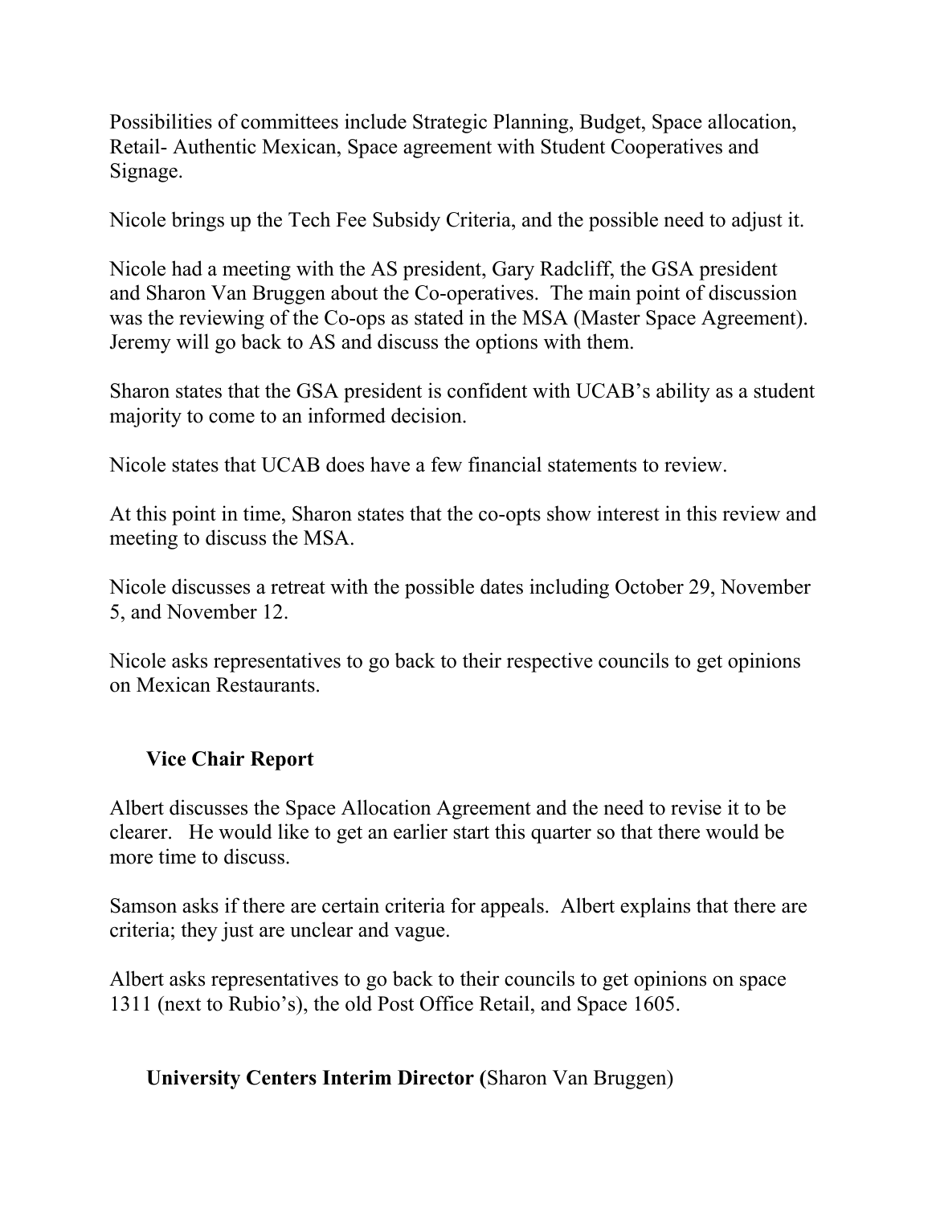Possibilities of committees include Strategic Planning, Budget, Space allocation, Retail- Authentic Mexican, Space agreement with Student Cooperatives and Signage.

Nicole brings up the Tech Fee Subsidy Criteria, and the possible need to adjust it.

Nicole had a meeting with the AS president, Gary Radcliff, the GSA president and Sharon Van Bruggen about the Co-operatives. The main point of discussion was the reviewing of the Co-ops as stated in the MSA (Master Space Agreement). Jeremy will go back to AS and discuss the options with them.

Sharon states that the GSA president is confident with UCAB's ability as a student majority to come to an informed decision.

Nicole states that UCAB does have a few financial statements to review.

At this point in time, Sharon states that the co-opts show interest in this review and meeting to discuss the MSA.

Nicole discusses a retreat with the possible dates including October 29, November 5, and November 12.

Nicole asks representatives to go back to their respective councils to get opinions on Mexican Restaurants.

### Vice Chair Report

Albert discusses the Space Allocation Agreement and the need to revise it to be clearer. He would like to get an earlier start this quarter so that there would be more time to discuss.

Samson asks if there are certain criteria for appeals. Albert explains that there are criteria; they just are unclear and vague.

Albert asks representatives to go back to their councils to get opinions on space 1311 (next to Rubio's), the old Post Office Retail, and Space 1605.

### University Centers Interim Director (Sharon Van Bruggen)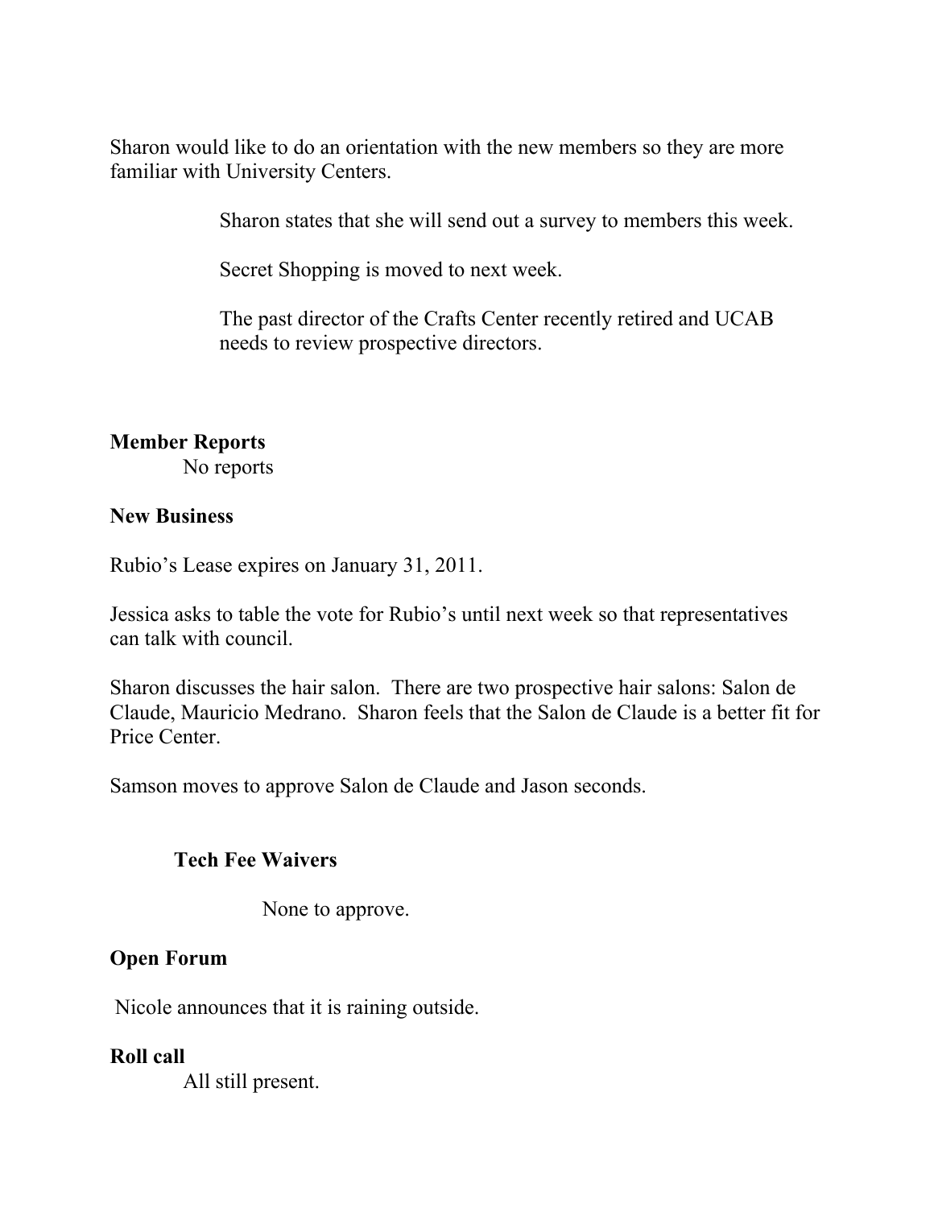Sharon would like to do an orientation with the new members so they are more familiar with University Centers.

Sharon states that she will send out a survey to members this week.

Secret Shopping is moved to next week.

The past director of the Crafts Center recently retired and UCAB needs to review prospective directors.

**Member Reports**

No reports

**New Business**

Rubio's Lease expires on January 31, 2011.

Jessica asks to table the vote for Rubio's until next week so that representatives can talk with council.

Sharon discusses the hair salon. There are two prospective hair salons: Salon de Claude, Mauricio Medrano. Sharon feels that the Salon de Claude is a better fit for Price Center.

Samson moves to approve Salon de Claude and Jason seconds.

**Tech Fee Waivers**

None to approve.

**Open Forum**

Nicole announces that it is raining outside.

**Roll call**

All still present.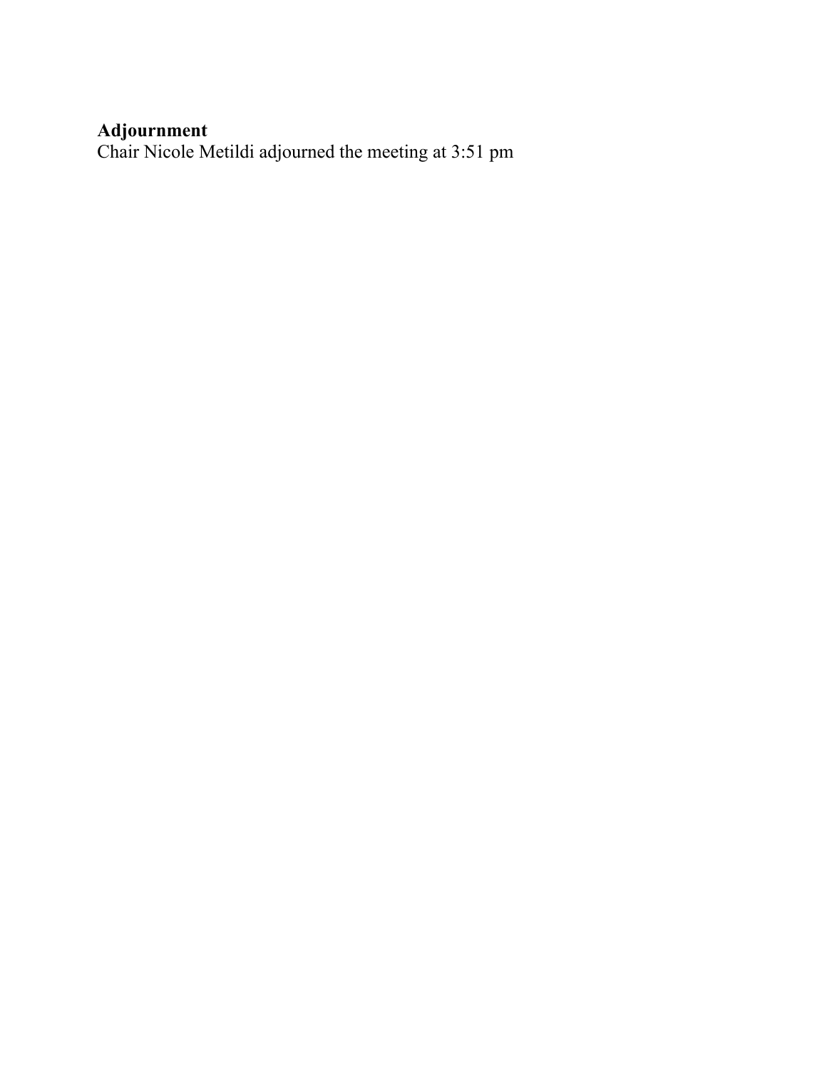**Adjournment**
Chair Nicole Metildi adjourned the meeting at 3:51 pm